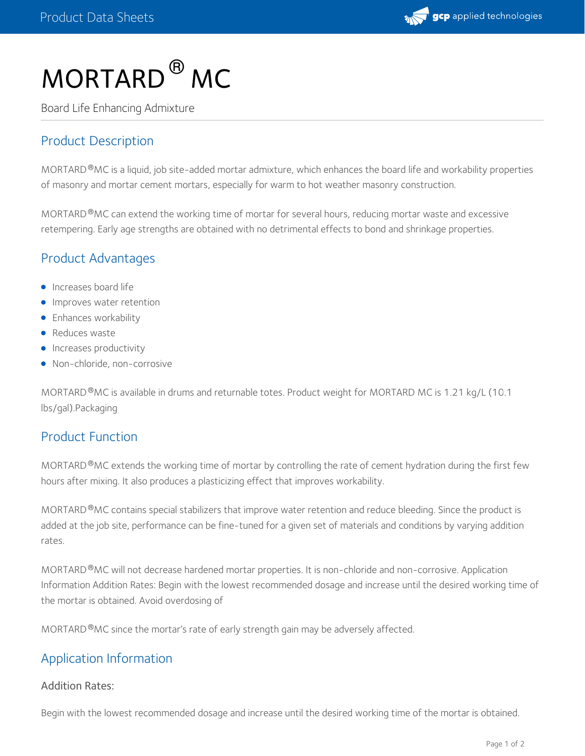# MORTARD® MC

Board Life Enhancing Admixture

## Product Description

MORTARD®MC is a liquid, job site-added mortar admixture, which enhances the board life and workability properties of masonry and mortar cement mortars, especially for warm to hot weather masonry construction.

MORTARD®MC can extend the working time of mortar for several hours, reducing mortar waste and excessive retempering. Early age strengths are obtained with no detrimental effects to bond and shrinkage properties.

## Product Advantages

- Increases board life
- Improves water retention
- Enhances workability
- Reduces waste
- Increases productivity
- Non-chloride, non-corrosive

MORTARD®MC is available in drums and returnable totes. Product weight for MORTARD MC is 1.21 kg/L (10.1 lbs/gal).Packaging

## Product Function

MORTARD®MC extends the working time of mortar by controlling the rate of cement hydration during the first few hours after mixing. It also produces a plasticizing effect that improves workability.

MORTARD®MC contains special stabilizers that improve water retention and reduce bleeding. Since the product is added at the job site, performance can be fine-tuned for a given set of materials and conditions by varying addition rates.

MORTARD®MC will not decrease hardened mortar properties. It is non-chloride and non-corrosive. Application Information Addition Rates: Begin with the lowest recommended dosage and increase until the desired working time of the mortar is obtained. Avoid overdosing of

MORTARD®MC since the mortar's rate of early strength gain may be adversely affected.

## Application Information

### Addition Rates:

Begin with the lowest recommended dosage and increase until the desired working time of the mortar is obtained.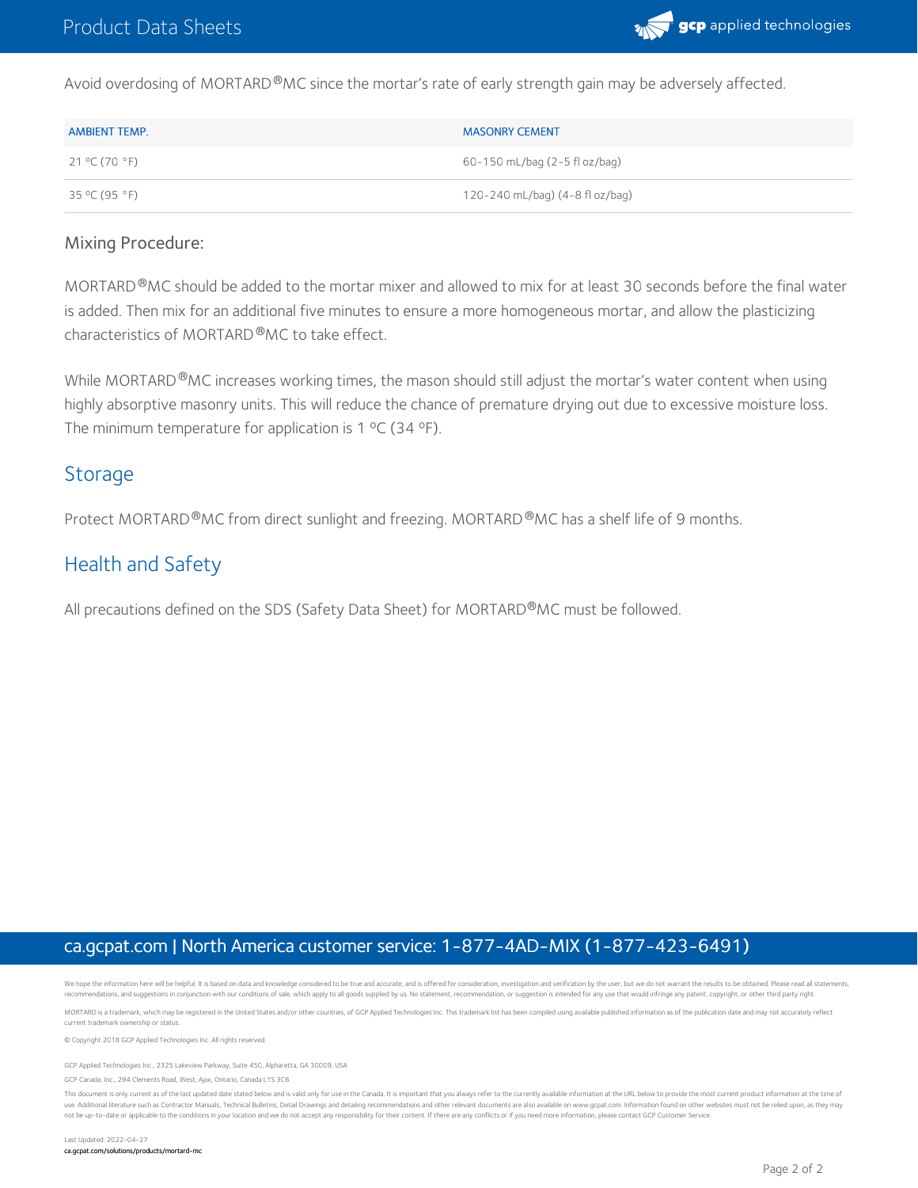Avoid overdosing of MORTARD®MC since the mortar's rate of early strength gain may be adversely affected.

| AMBIENT TEMP. | MASONRY CEMENT |
|---|---|
| 21 °C (70 °F) | 60-150 mL/bag (2-5 fl oz/bag) |
| 35 °C (95 °F) | 120-240 mL/bag) (4-8 fl oz/bag) |

### Mixing Procedure:

MORTARD®MC should be added to the mortar mixer and allowed to mix for at least 30 seconds before the final water is added. Then mix for an additional five minutes to ensure a more homogeneous mortar, and allow the plasticizing characteristics of MORTARD®MC to take effect.

While MORTARD®MC increases working times, the mason should still adjust the mortar's water content when using highly absorptive masonry units. This will reduce the chance of premature drying out due to excessive moisture loss. The minimum temperature for application is 1 °C (34 °F).

## Storage

Protect MORTARD®MC from direct sunlight and freezing. MORTARD®MC has a shelf life of 9 months.

## Health and Safety

All precautions defined on the SDS (Safety Data Sheet) for MORTARD®MC must be followed.

ca.gcpat.com | North America customer service: 1-877-4AD-MIX (1-877-423-6491)

We hope the information here will be helpful. It is based on data and knowledge considered to be true and accurate, and is offered for consideration, investigation and verification by the user, but we do not warrant the results to be obtained. Please read all statements, recommendations, and suggestions in conjunction with our conditions of sale, which apply to all goods supplied by us. No statement, recommendation, or suggestion is intended for any use that would infringe any patent, copyright, or other third party right.

MORTARD is a trademark, which may be registered in the United States and/or other countries, of GCP Applied Technologies Inc. This trademark list has been compiled using available published information as of the publication date and may not accurately reflect current trademark ownership or status.

© Copyright 2018 GCP Applied Technologies Inc. All rights reserved.

GCP Applied Technologies Inc., 2325 Lakeview Parkway, Suite 450, Alpharetta, GA 30009, USA

GCP Canada, Inc., 294 Clements Road, West, Ajax, Ontario, Canada L1S 3C6.

This document is only current as of the last updated date stated below and is valid only for use in the Canada. It is important that you always refer to the currently available information at the URL below to provide the most current product information at the time of use. Additional literature such as Contractor Manuals, Technical Bulletins, Detail Drawings and detailing recommendations and other relevant documents are also available on www.gcpat.com. Information found on other websites must not be relied upon, as they may not be up-to-date or applicable to the conditions in your location and we do not accept any responsibility for their content. If there are any conflicts or if you need more information, please contact GCP Customer Service.

Last Updated: 2022-04-27
ca.gcpat.com/solutions/products/mortard-mc